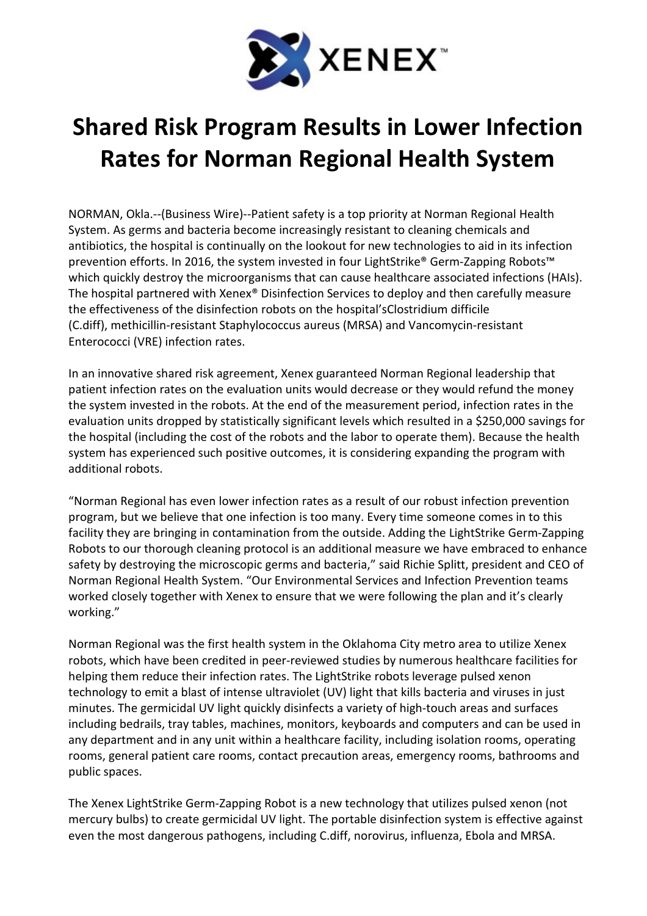XENEX™

# Shared Risk Program Results in Lower Infection Rates for Norman Regional Health System

NORMAN, Okla.--(Business Wire)--Patient safety is a top priority at Norman Regional Health System. As germs and bacteria become increasingly resistant to cleaning chemicals and antibiotics, the hospital is continually on the lookout for new technologies to aid in its infection prevention efforts. In 2016, the system invested in four LightStrike® Germ-Zapping Robots™ which quickly destroy the microorganisms that can cause healthcare associated infections (HAIs). The hospital partnered with Xenex® Disinfection Services to deploy and then carefully measure the effectiveness of the disinfection robots on the hospital'sClostridium difficile (C.diff), methicillin-resistant Staphylococcus aureus (MRSA) and Vancomycin-resistant Enterococci (VRE) infection rates.

In an innovative shared risk agreement, Xenex guaranteed Norman Regional leadership that patient infection rates on the evaluation units would decrease or they would refund the money the system invested in the robots. At the end of the measurement period, infection rates in the evaluation units dropped by statistically significant levels which resulted in a $250,000 savings for the hospital (including the cost of the robots and the labor to operate them). Because the health system has experienced such positive outcomes, it is considering expanding the program with additional robots.

"Norman Regional has even lower infection rates as a result of our robust infection prevention program, but we believe that one infection is too many. Every time someone comes in to this facility they are bringing in contamination from the outside. Adding the LightStrike Germ-Zapping Robots to our thorough cleaning protocol is an additional measure we have embraced to enhance safety by destroying the microscopic germs and bacteria," said Richie Splitt, president and CEO of Norman Regional Health System. "Our Environmental Services and Infection Prevention teams worked closely together with Xenex to ensure that we were following the plan and it's clearly working."

Norman Regional was the first health system in the Oklahoma City metro area to utilize Xenex robots, which have been credited in peer-reviewed studies by numerous healthcare facilities for helping them reduce their infection rates. The LightStrike robots leverage pulsed xenon technology to emit a blast of intense ultraviolet (UV) light that kills bacteria and viruses in just minutes. The germicidal UV light quickly disinfects a variety of high-touch areas and surfaces including bedrails, tray tables, machines, monitors, keyboards and computers and can be used in any department and in any unit within a healthcare facility, including isolation rooms, operating rooms, general patient care rooms, contact precaution areas, emergency rooms, bathrooms and public spaces.

The Xenex LightStrike Germ-Zapping Robot is a new technology that utilizes pulsed xenon (not mercury bulbs) to create germicidal UV light. The portable disinfection system is effective against even the most dangerous pathogens, including C.diff, norovirus, influenza, Ebola and MRSA.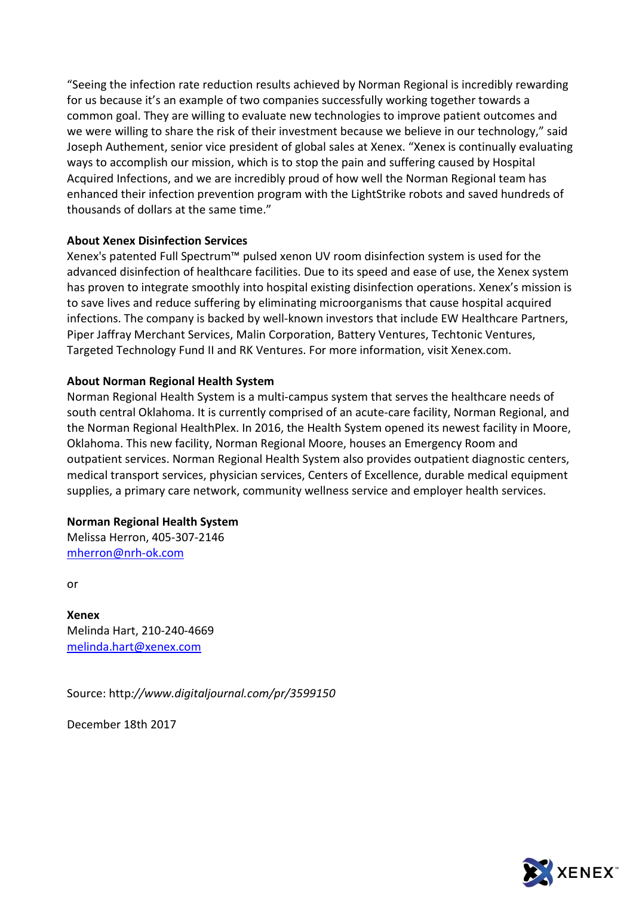"Seeing the infection rate reduction results achieved by Norman Regional is incredibly rewarding for us because it's an example of two companies successfully working together towards a common goal. They are willing to evaluate new technologies to improve patient outcomes and we were willing to share the risk of their investment because we believe in our technology," said Joseph Authement, senior vice president of global sales at Xenex. "Xenex is continually evaluating ways to accomplish our mission, which is to stop the pain and suffering caused by Hospital Acquired Infections, and we are incredibly proud of how well the Norman Regional team has enhanced their infection prevention program with the LightStrike robots and saved hundreds of thousands of dollars at the same time."

**About Xenex Disinfection Services**

Xenex's patented Full Spectrum™ pulsed xenon UV room disinfection system is used for the advanced disinfection of healthcare facilities. Due to its speed and ease of use, the Xenex system has proven to integrate smoothly into hospital existing disinfection operations. Xenex's mission is to save lives and reduce suffering by eliminating microorganisms that cause hospital acquired infections. The company is backed by well-known investors that include EW Healthcare Partners, Piper Jaffray Merchant Services, Malin Corporation, Battery Ventures, Techtonic Ventures, Targeted Technology Fund II and RK Ventures. For more information, visit Xenex.com.

**About Norman Regional Health System**

Norman Regional Health System is a multi-campus system that serves the healthcare needs of south central Oklahoma. It is currently comprised of an acute-care facility, Norman Regional, and the Norman Regional HealthPlex. In 2016, the Health System opened its newest facility in Moore, Oklahoma. This new facility, Norman Regional Moore, houses an Emergency Room and outpatient services. Norman Regional Health System also provides outpatient diagnostic centers, medical transport services, physician services, Centers of Excellence, durable medical equipment supplies, a primary care network, community wellness service and employer health services.

**Norman Regional Health System**
Melissa Herron, 405-307-2146
mherron@nrh-ok.com

or

**Xenex**
Melinda Hart, 210-240-4669
melinda.hart@xenex.com

Source: http*://www.digitaljournal.com/pr/3599150*

December 18th 2017